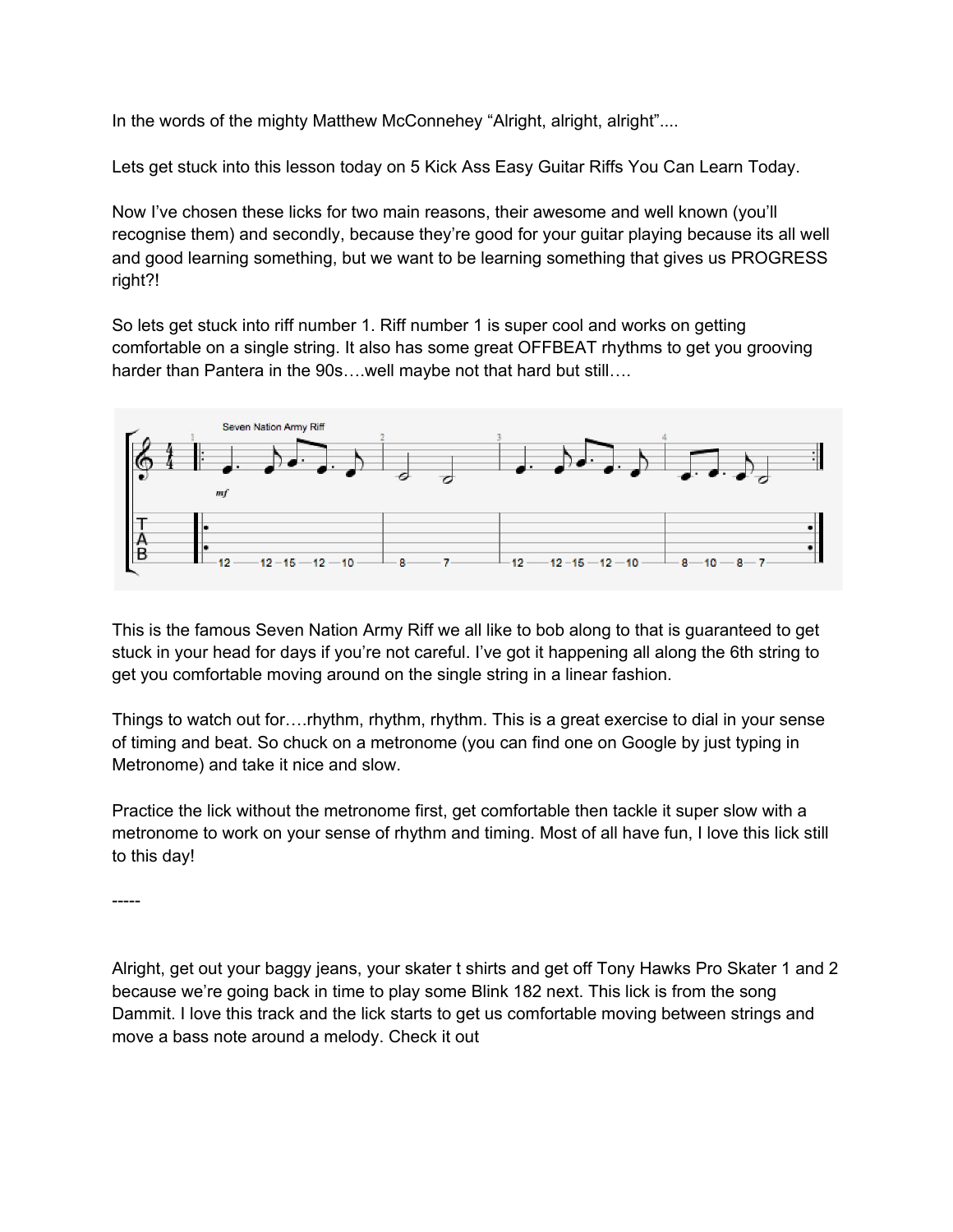In the words of the mighty Matthew McConnehey "Alright, alright, alright"....

Lets get stuck into this lesson today on 5 Kick Ass Easy Guitar Riffs You Can Learn Today.

Now I've chosen these licks for two main reasons, their awesome and well known (you'll recognise them) and secondly, because they're good for your guitar playing because its all well and good learning something, but we want to be learning something that gives us PROGRESS right?!

So lets get stuck into riff number 1. Riff number 1 is super cool and works on getting comfortable on a single string. It also has some great OFFBEAT rhythms to get you grooving harder than Pantera in the 90s….well maybe not that hard but still….

Seven Nation Army Riff

```
T|-------------------------|----------|-------------------------|---------------|
A|-------------------------|----------|-------------------------|---------------|
B|--12---12-15--12--10-----|--8----7--|--12---12-15--12--10-----|--8--10--8--7--|
```

This is the famous Seven Nation Army Riff we all like to bob along to that is guaranteed to get stuck in your head for days if you're not careful. I've got it happening all along the 6th string to get you comfortable moving around on the single string in a linear fashion.

Things to watch out for….rhythm, rhythm, rhythm. This is a great exercise to dial in your sense of timing and beat. So chuck on a metronome (you can find one on Google by just typing in Metronome) and take it nice and slow.

Practice the lick without the metronome first, get comfortable then tackle it super slow with a metronome to work on your sense of rhythm and timing. Most of all have fun, I love this lick still to this day!

-----

Alright, get out your baggy jeans, your skater t shirts and get off Tony Hawks Pro Skater 1 and 2 because we're going back in time to play some Blink 182 next. This lick is from the song Dammit. I love this track and the lick starts to get us comfortable moving between strings and move a bass note around a melody. Check it out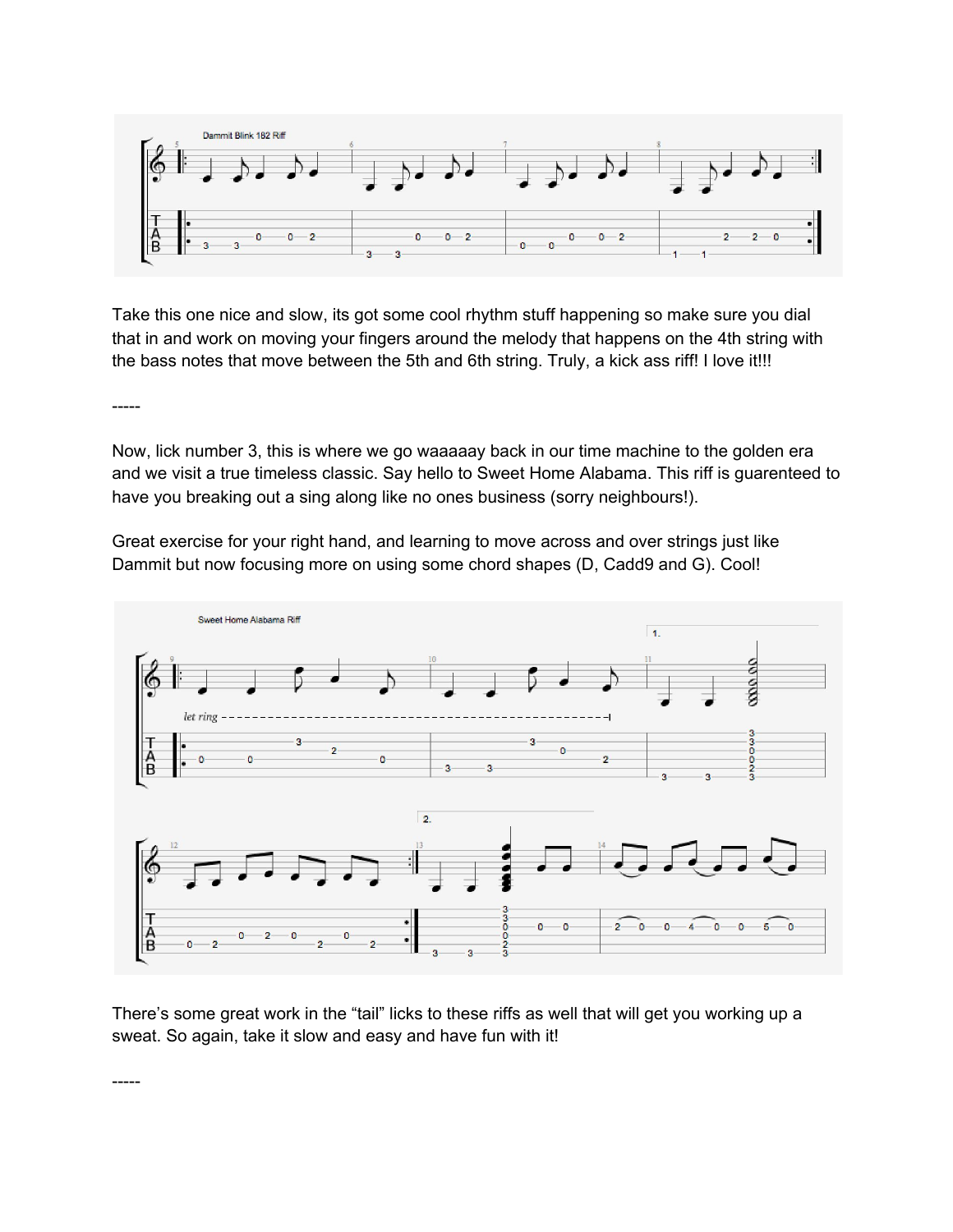Take this one nice and slow, its got some cool rhythm stuff happening so make sure you dial that in and work on moving your fingers around the melody that happens on the 4th string with the bass notes that move between the 5th and 6th string. Truly, a kick ass riff! I love it!!!

-----

Now, lick number 3, this is where we go waaaaay back in our time machine to the golden era and we visit a true timeless classic. Say hello to Sweet Home Alabama. This riff is guarenteed to have you breaking out a sing along like no ones business (sorry neighbours!).

Great exercise for your right hand, and learning to move across and over strings just like Dammit but now focusing more on using some chord shapes (D, Cadd9 and G). Cool!

There's some great work in the "tail" licks to these riffs as well that will get you working up a sweat. So again, take it slow and easy and have fun with it!

-----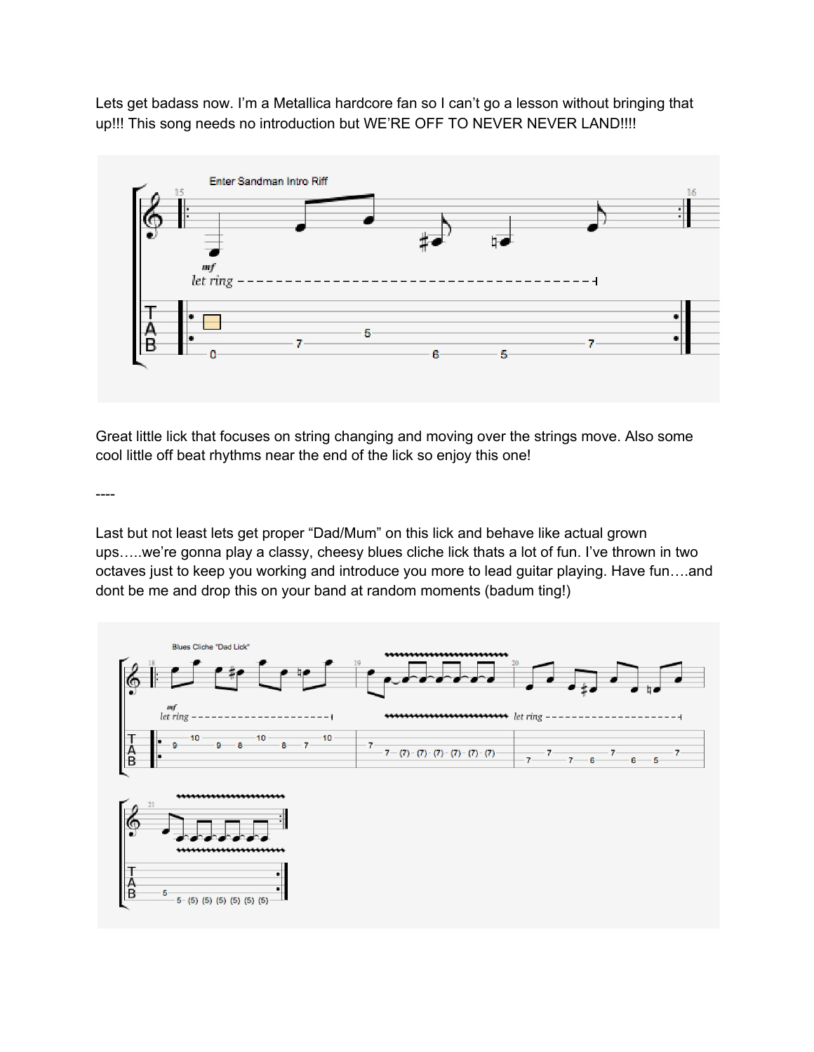Lets get badass now. I'm a Metallica hardcore fan so I can't go a lesson without bringing that up!!! This song needs no introduction but WE'RE OFF TO NEVER NEVER LAND!!!!

Great little lick that focuses on string changing and moving over the strings move. Also some cool little off beat rhythms near the end of the lick so enjoy this one!

----

Last but not least lets get proper "Dad/Mum" on this lick and behave like actual grown ups…..we're gonna play a classy, cheesy blues cliche lick thats a lot of fun. I've thrown in two octaves just to keep you working and introduce you more to lead guitar playing. Have fun….and dont be me and drop this on your band at random moments (badum ting!)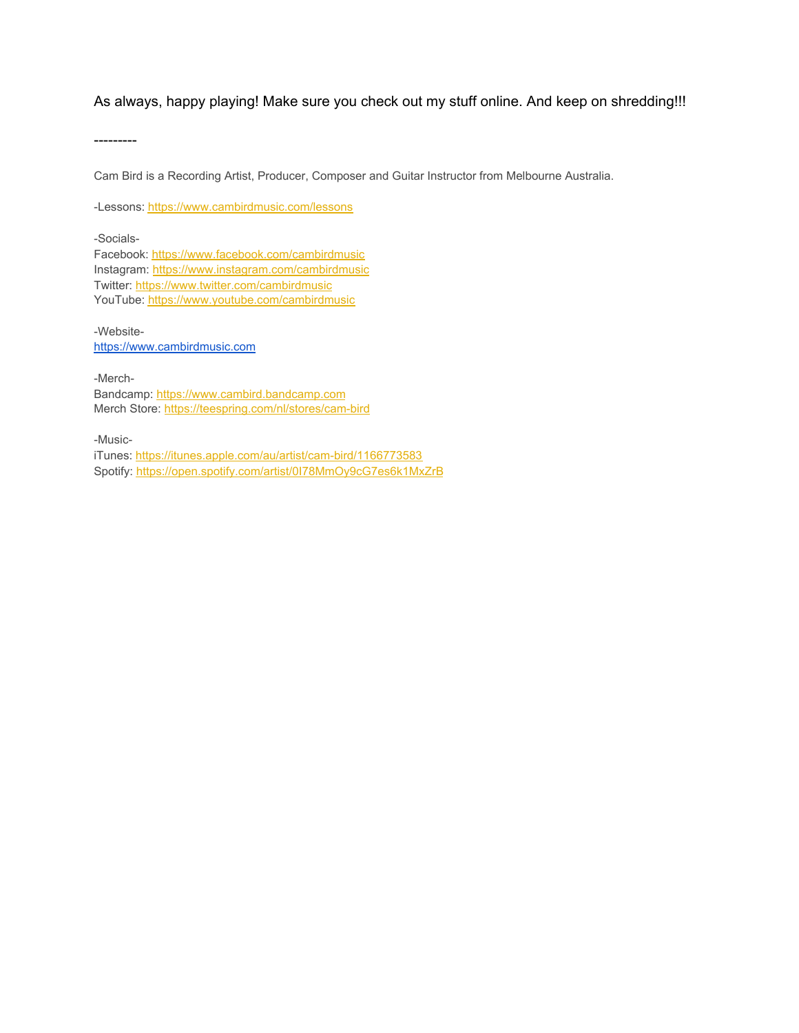As always, happy playing! Make sure you check out my stuff online. And keep on shredding!!!

---------

Cam Bird is a Recording Artist, Producer, Composer and Guitar Instructor from Melbourne Australia.

-Lessons: https://www.cambirdmusic.com/lessons

-Socials-
Facebook: https://www.facebook.com/cambirdmusic
Instagram: https://www.instagram.com/cambirdmusic
Twitter: https://www.twitter.com/cambirdmusic
YouTube: https://www.youtube.com/cambirdmusic

-Website-
https://www.cambirdmusic.com

-Merch-
Bandcamp: https://www.cambird.bandcamp.com
Merch Store: https://teespring.com/nl/stores/cam-bird

-Music-
iTunes: https://itunes.apple.com/au/artist/cam-bird/1166773583
Spotify: https://open.spotify.com/artist/0I78MmOy9cG7es6k1MxZrB